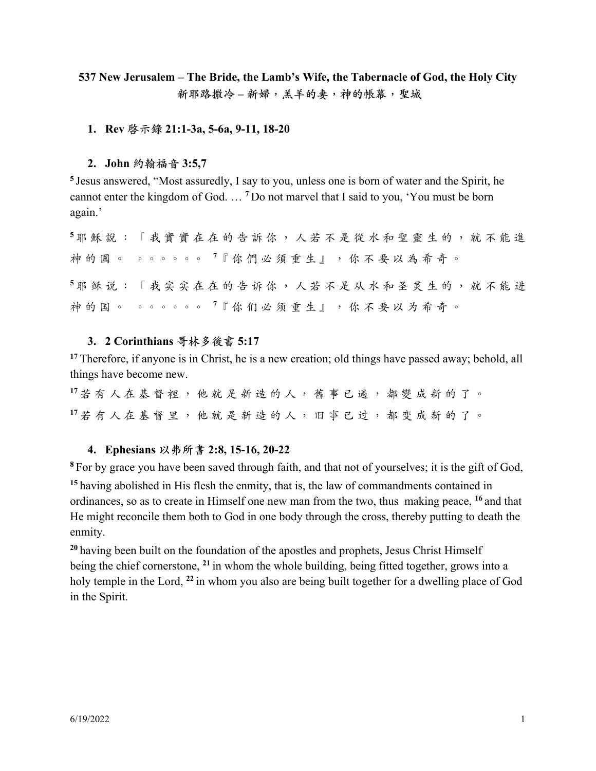**537 New Jerusalem – The Bride, the Lamb's Wife, the Tabernacle of God, the Holy City**
**新耶路撒冷 – 新婦，羔羊的妻，神的帳幕，聖城**

1. **Rev 啓示錄 21:1-3a, 5-6a, 9-11, 18-20**

2. **John 約翰福音 3:5,7**

[5] Jesus answered, "Most assuredly, I say to you, unless one is born of water and the Spirit, he cannot enter the kingdom of God. … [7] Do not marvel that I said to you, 'You must be born again.'

[5] 耶穌說：「我實實在在的告訴你，人若不是從水和聖靈生的，就不能進神的國。 。。。。。。 [7]『你們必須重生』，你不要以為希奇。

[5] 耶稣说：「我实实在在的告诉你，人若不是从水和圣灵生的，就不能进神的国。 。。。。。。 [7]『你们必须重生』，你不要以为希奇。

3. **2 Corinthians 哥林多後書 5:17**

[17] Therefore, if anyone is in Christ, he is a new creation; old things have passed away; behold, all things have become new.

[17] 若有人在基督裡，他就是新造的人，舊事已過，都變成新的了。

[17] 若有人在基督里，他就是新造的人，旧事已过，都变成新的了。

4. **Ephesians 以弗所書 2:8, 15-16, 20-22**

[8] For by grace you have been saved through faith, and that not of yourselves; it is the gift of God,

[15] having abolished in His flesh the enmity, that is, the law of commandments contained in ordinances, so as to create in Himself one new man from the two, thus making peace, [16] and that He might reconcile them both to God in one body through the cross, thereby putting to death the enmity.

[20] having been built on the foundation of the apostles and prophets, Jesus Christ Himself being the chief cornerstone, [21] in whom the whole building, being fitted together, grows into a holy temple in the Lord, [22] in whom you also are being built together for a dwelling place of God in the Spirit.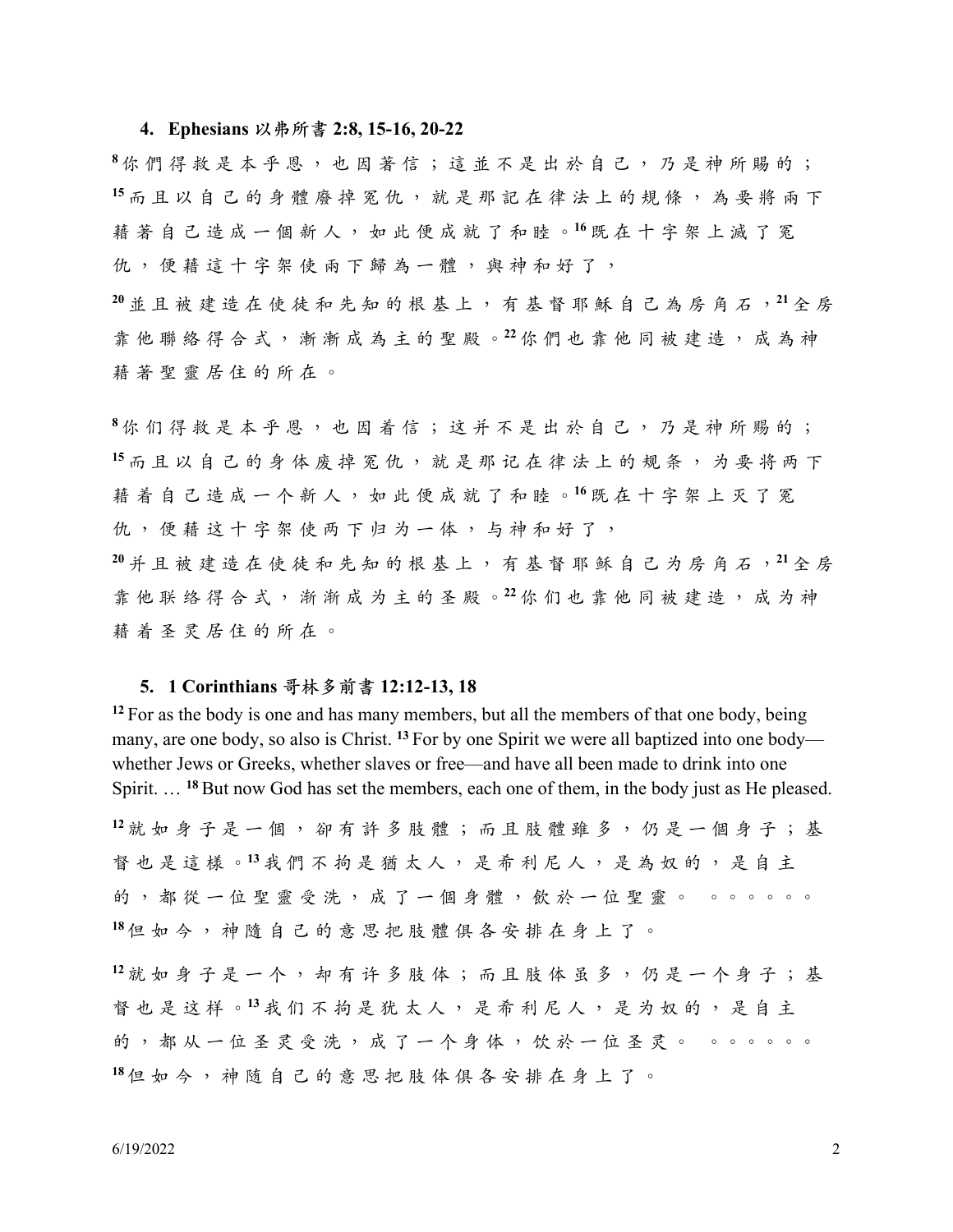**4. Ephesians 以弗所書 2:8, 15-16, 20-22**

[8]你們得救是本乎恩，也因著信；這並不是出於自己，乃是神所賜的；[15]而且以自己的身體廢掉冤仇，就是那記在律法上的規條，為要將兩下藉著自己造成一個新人，如此便成就了和睦。[16]既在十字架上滅了冤仇，便藉這十字架使兩下歸為一體，與神和好了，

[20]並且被建造在使徒和先知的根基上，有基督耶穌自己為房角石，[21]全房靠他聯絡得合式，漸漸成為主的聖殿。[22]你們也靠他同被建造，成為神藉著聖靈居住的所在。

[8]你们得救是本乎恩，也因着信；这并不是出於自己，乃是神所赐的；[15]而且以自己的身体废掉冤仇，就是那记在律法上的规条，为要将两下藉着自己造成一个新人，如此便成就了和睦。[16]既在十字架上灭了冤仇，便藉这十字架使两下归为一体，与神和好了，

[20]并且被建造在使徒和先知的根基上，有基督耶稣自己为房角石，[21]全房靠他联络得合式，渐渐成为主的圣殿。[22]你们也靠他同被建造，成为神藉着圣灵居住的所在。

**5. 1 Corinthians 哥林多前書 12:12-13, 18**

[12] For as the body is one and has many members, but all the members of that one body, being many, are one body, so also is Christ. [13] For by one Spirit we were all baptized into one body—whether Jews or Greeks, whether slaves or free—and have all been made to drink into one Spirit. … [18] But now God has set the members, each one of them, in the body just as He pleased.

[12]就如身子是一個，卻有許多肢體；而且肢體雖多，仍是一個身子；基督也是這樣。[13]我們不拘是猶太人，是希利尼人，是為奴的，是自主的，都從一位聖靈受洗，成了一個身體，飲於一位聖靈。 。。。。。。
[18]但如今，神隨自己的意思把肢體俱各安排在身上了。

[12]就如身子是一个，却有许多肢体；而且肢体虽多，仍是一个身子；基督也是这样。[13]我们不拘是犹太人，是希利尼人，是为奴的，是自主的，都从一位圣灵受洗，成了一个身体，饮於一位圣灵。 。。。。。。
[18]但如今，神随自己的意思把肢体俱各安排在身上了。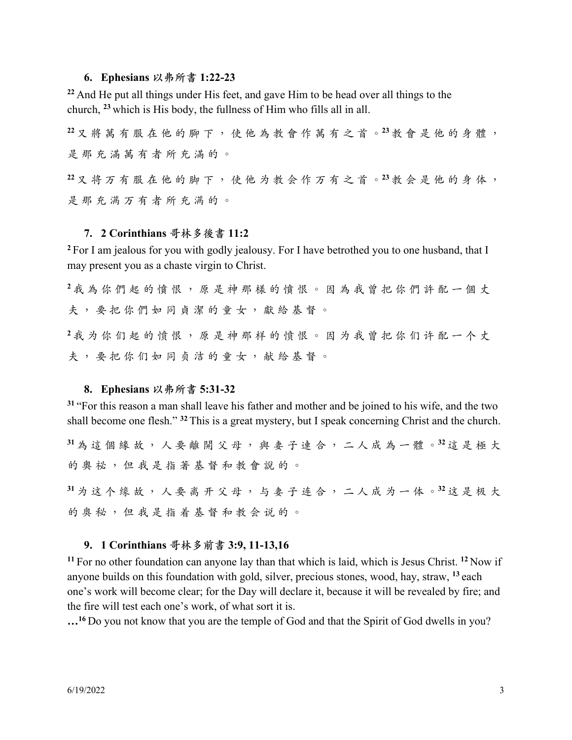6. **Ephesians 以弗所書 1:22-23**

[22] And He put all things under His feet, and gave Him to be head over all things to the church, [23] which is His body, the fullness of Him who fills all in all.

[22] 又將萬有服在他的腳下，使他為教會作萬有之首。[23] 教會是他的身體，是那充滿萬有者所充滿的。

[22] 又将万有服在他的脚下，使他为教会作万有之首。[23] 教会是他的身体，是那充满万有者所充满的。

7. **2 Corinthians 哥林多後書 11:2**

[2] For I am jealous for you with godly jealousy. For I have betrothed you to one husband, that I may present you as a chaste virgin to Christ.

[2] 我為你們起的憤恨，原是神那樣的憤恨。因為我曾把你們許配一個丈夫，要把你們如同貞潔的童女，獻給基督。

[2] 我为你们起的愤恨，原是神那样的愤恨。因为我曾把你们许配一个丈夫，要把你们如同贞洁的童女，献给基督。

8. **Ephesians 以弗所書 5:31-32**

[31] "For this reason a man shall leave his father and mother and be joined to his wife, and the two shall become one flesh." [32] This is a great mystery, but I speak concerning Christ and the church.

[31] 為這個緣故，人要離開父母，與妻子連合，二人成為一體。[32] 這是極大的奧祕，但我是指著基督和教會說的。

[31] 为这个缘故，人要离开父母，与妻子连合，二人成为一体。[32] 这是极大的奥秘，但我是指着基督和教会说的。

9. **1 Corinthians 哥林多前書 3:9, 11-13,16**

[11] For no other foundation can anyone lay than that which is laid, which is Jesus Christ. [12] Now if anyone builds on this foundation with gold, silver, precious stones, wood, hay, straw, [13] each one's work will become clear; for the Day will declare it, because it will be revealed by fire; and the fire will test each one's work, of what sort it is.

**…**[16] Do you not know that you are the temple of God and that the Spirit of God dwells in you?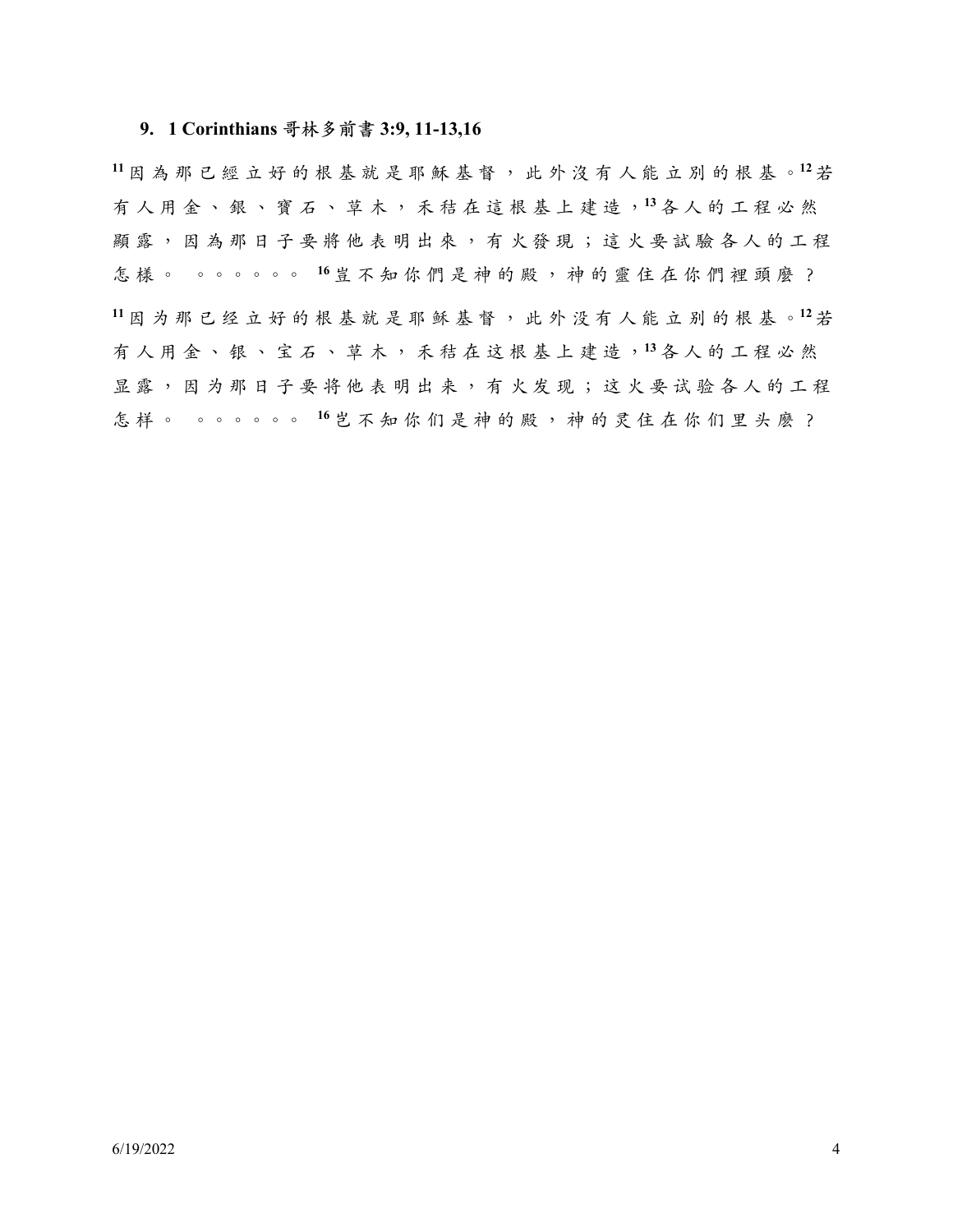**9. 1 Corinthians 哥林多前書 3:9, 11-13,16**

[11] 因為那已經立好的根基就是耶穌基督，此外沒有人能立別的根基。[12] 若有人用金、銀、寶石、草木，禾秸在這根基上建造，[13] 各人的工程必然顯露，因為那日子要將他表明出來，有火發現；這火要試驗各人的工程怎樣。 。。。。。。。 [16] 豈不知你們是神的殿，神的靈住在你們裡頭麼？

[11] 因为那已经立好的根基就是耶稣基督，此外没有人能立别的根基。[12] 若有人用金、银、宝石、草木，禾秸在这根基上建造，[13] 各人的工程必然显露，因为那日子要将他表明出来，有火发现；这火要试验各人的工程怎样。 。。。。。。。 [16] 岂不知你们是神的殿，神的灵住在你们里头麼？